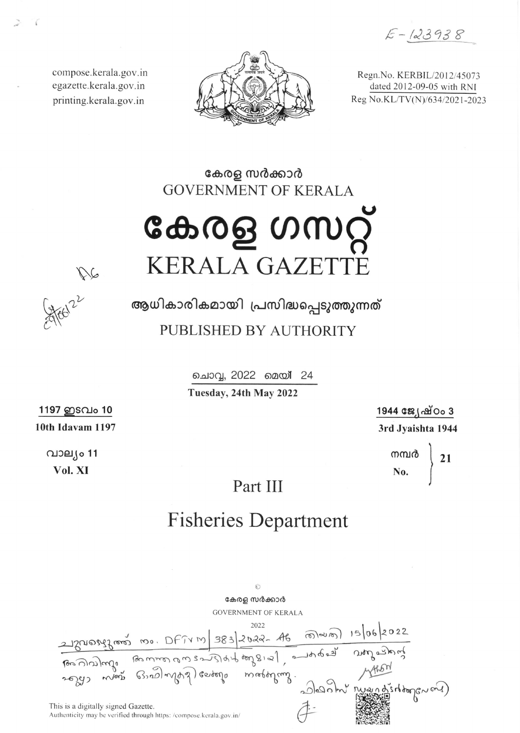E-123938

compose.kerala.gov.in
egazette.kerala.gov.in
printing.kerala.gov.in

Regn.No. KERBIL/2012/45073
dated 2012-09-05 with RNI
Reg No.KL/TV(N)/634/2021-2023

# കേരള സർക്കാർ
# GOVERNMENT OF KERALA

# കേരള ഗസറ്റ്
# KERALA GAZETTE

## ആധികാരികമായി പ്രസിദ്ധപ്പെടുത്തുന്നത്
## PUBLISHED BY AUTHORITY

ചൊവ്വ, 2022 മെയ് 24
**Tuesday, 24th May 2022**

| 1197 ഇടവം 10 | 1944 ജ്യേഷ്ഠം 3 |
|---|---|
| **10th Idavam 1197** | **3rd Jyaishta 1944** |
| വാല്യം 11 | നമ്പർ |
| **Vol. XI** | **No. 21** |

# Part III

# Fisheries Department

©
കേരള സർക്കാർ
GOVERNMENT OF KERALA
2022

This is a digitally signed Gazette.
Authenticity may be verified through https://compose.kerala.gov.in/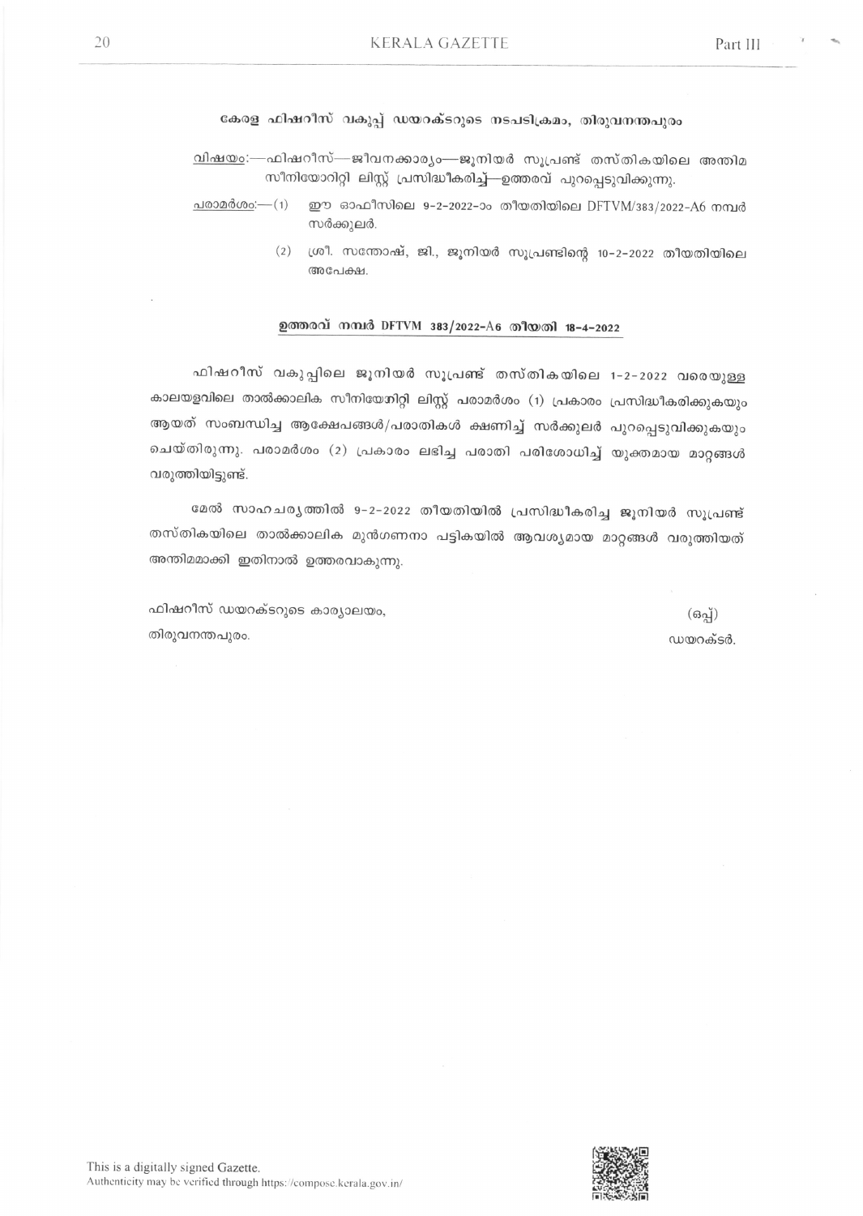## കേരള ഫിഷറീസ് വകുപ്പ് ഡയറക്ടറുടെ നടപടിക്രമം, തിരുവനന്തപുരം

<u>വിഷയം</u>:—ഫിഷറീസ്—ജീവനക്കാര്യം—ജൂനിയർ സൂപ്രണ്ട് തസ്തികയിലെ അന്തിമ സീനിയോറിറ്റി ലിസ്റ്റ് പ്രസിദ്ധീകരിച്ച്—ഉത്തരവ് പുറപ്പെടുവിക്കുന്നു.

<u>പരാമർശം</u>:—(1) ഈ ഓഫീസിലെ 9-2-2022-ാം തീയതിയിലെ DFTVM/383/2022-A6 നമ്പർ സർക്കുലർ.

(2) ശ്രീ. സന്തോഷ്, ജി., ജൂനിയർ സൂപ്രണ്ടിന്റെ 10-2-2022 തീയതിയിലെ അപേക്ഷ.

### <u>ഉത്തരവ് നമ്പർ DFTVM 383/2022-A6 തീയതി 18-4-2022</u>

ഫിഷറീസ് വകുപ്പിലെ ജൂനിയർ സൂപ്രണ്ട് തസ്തികയിലെ 1-2-2022 വരെയുള്ള കാലയളവിലെ താൽക്കാലിക സീനിയോറിറ്റി ലിസ്റ്റ് പരാമർശം (1) പ്രകാരം പ്രസിദ്ധീകരിക്കുകയും ആയത് സംബന്ധിച്ച ആക്ഷേപങ്ങൾ/പരാതികൾ ക്ഷണിച്ച് സർക്കുലർ പുറപ്പെടുവിക്കുകയും ചെയ്തിരുന്നു. പരാമർശം (2) പ്രകാരം ലഭിച്ച പരാതി പരിശോധിച്ച് യുക്തമായ മാറ്റങ്ങൾ വരുത്തിയിട്ടുണ്ട്.

മേൽ സാഹചര്യത്തിൽ 9-2-2022 തീയതിയിൽ പ്രസിദ്ധീകരിച്ച ജൂനിയർ സൂപ്രണ്ട് തസ്തികയിലെ താൽക്കാലിക മുൻഗണനാ പട്ടികയിൽ ആവശ്യമായ മാറ്റങ്ങൾ വരുത്തിയത് അന്തിമമാക്കി ഇതിനാൽ ഉത്തരവാകുന്നു.

ഫിഷറീസ് ഡയറക്ടറുടെ കാര്യാലയം,
തിരുവനന്തപുരം.

(ഒപ്പ്)
ഡയറക്ടർ.

This is a digitally signed Gazette.
Authenticity may be verified through https://compose.kerala.gov.in/